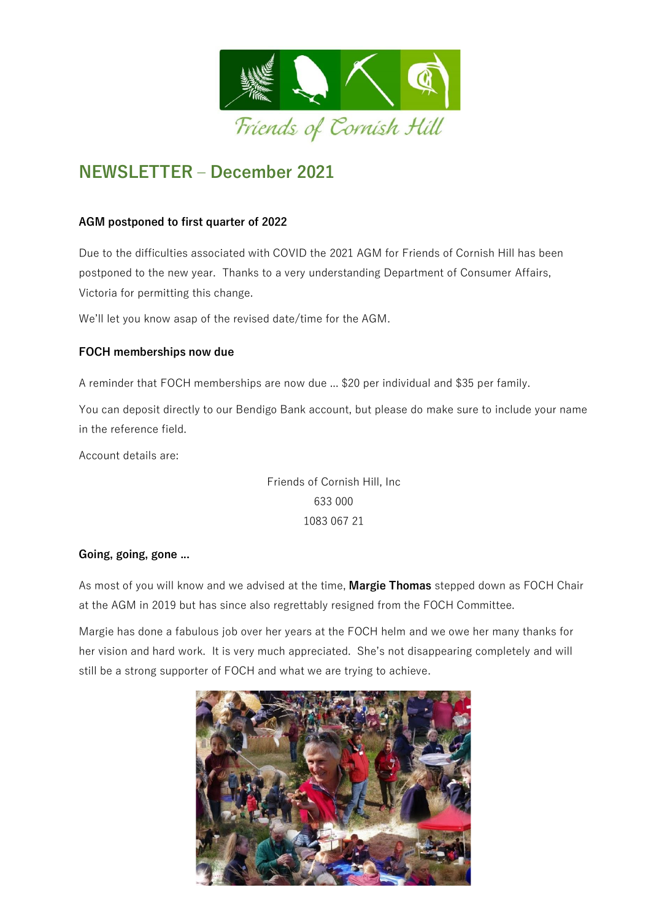Friends of Cornish Hill

# NEWSLETTER – December 2021

### AGM postponed to first quarter of 2022

Due to the difficulties associated with COVID the 2021 AGM for Friends of Cornish Hill has been postponed to the new year. Thanks to a very understanding Department of Consumer Affairs, Victoria for permitting this change.

We'll let you know asap of the revised date/time for the AGM.

### FOCH memberships now due

A reminder that FOCH memberships are now due … $20 per individual and $35 per family.

You can deposit directly to our Bendigo Bank account, but please do make sure to include your name in the reference field.

Account details are:

Friends of Cornish Hill, Inc
633 000
1083 067 21

### Going, going, gone …

As most of you will know and we advised at the time, **Margie Thomas** stepped down as FOCH Chair at the AGM in 2019 but has since also regrettably resigned from the FOCH Committee.

Margie has done a fabulous job over her years at the FOCH helm and we owe her many thanks for her vision and hard work. It is very much appreciated. She's not disappearing completely and will still be a strong supporter of FOCH and what we are trying to achieve.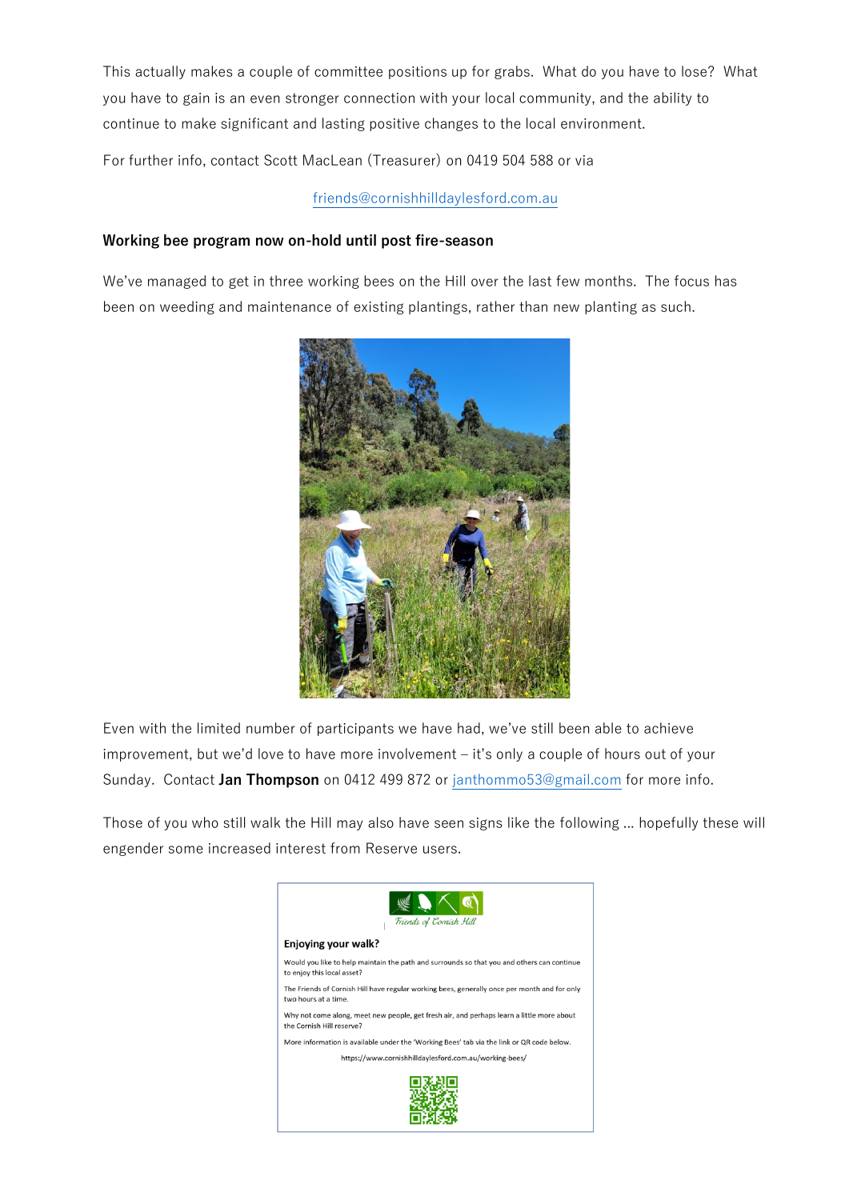This actually makes a couple of committee positions up for grabs. What do you have to lose? What you have to gain is an even stronger connection with your local community, and the ability to continue to make significant and lasting positive changes to the local environment.

For further info, contact Scott MacLean (Treasurer) on 0419 504 588 or via

friends@cornishhilldaylesford.com.au

**Working bee program now on-hold until post fire-season**

We've managed to get in three working bees on the Hill over the last few months. The focus has been on weeding and maintenance of existing plantings, rather than new planting as such.

Even with the limited number of participants we have had, we've still been able to achieve improvement, but we'd love to have more involvement – it's only a couple of hours out of your Sunday. Contact **Jan Thompson** on 0412 499 872 or janthommo53@gmail.com for more info.

Those of you who still walk the Hill may also have seen signs like the following … hopefully these will engender some increased interest from Reserve users.

Friends of Cornish Hill

**Enjoying your walk?**

Would you like to help maintain the path and surrounds so that you and others can continue to enjoy this local asset?

The Friends of Cornish Hill have regular working bees, generally once per month and for only two hours at a time.

Why not come along, meet new people, get fresh air, and perhaps learn a little more about the Cornish Hill reserve?

More information is available under the 'Working Bees' tab via the link or QR code below.

https://www.cornishhilldaylesford.com.au/working-bees/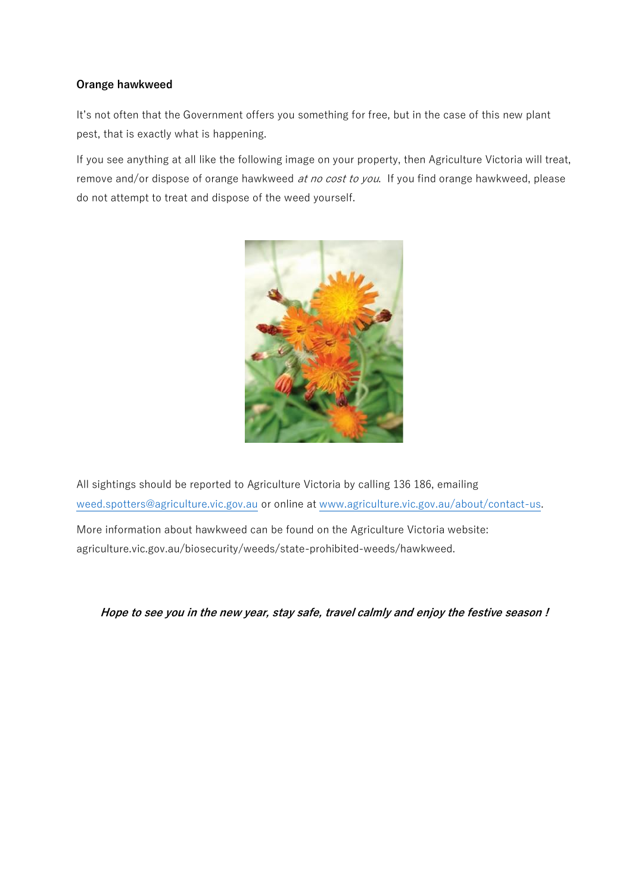**Orange hawkweed**

It's not often that the Government offers you something for free, but in the case of this new plant pest, that is exactly what is happening.

If you see anything at all like the following image on your property, then Agriculture Victoria will treat, remove and/or dispose of orange hawkweed *at no cost to you*. If you find orange hawkweed, please do not attempt to treat and dispose of the weed yourself.

All sightings should be reported to Agriculture Victoria by calling 136 186, emailing [weed.spotters@agriculture.vic.gov.au](mailto:weed.spotters@agriculture.vic.gov.au) or online at [www.agriculture.vic.gov.au/about/contact-us](http://www.agriculture.vic.gov.au/about/contact-us).

More information about hawkweed can be found on the Agriculture Victoria website: agriculture.vic.gov.au/biosecurity/weeds/state-prohibited-weeds/hawkweed.

***Hope to see you in the new year, stay safe, travel calmly and enjoy the festive season !***